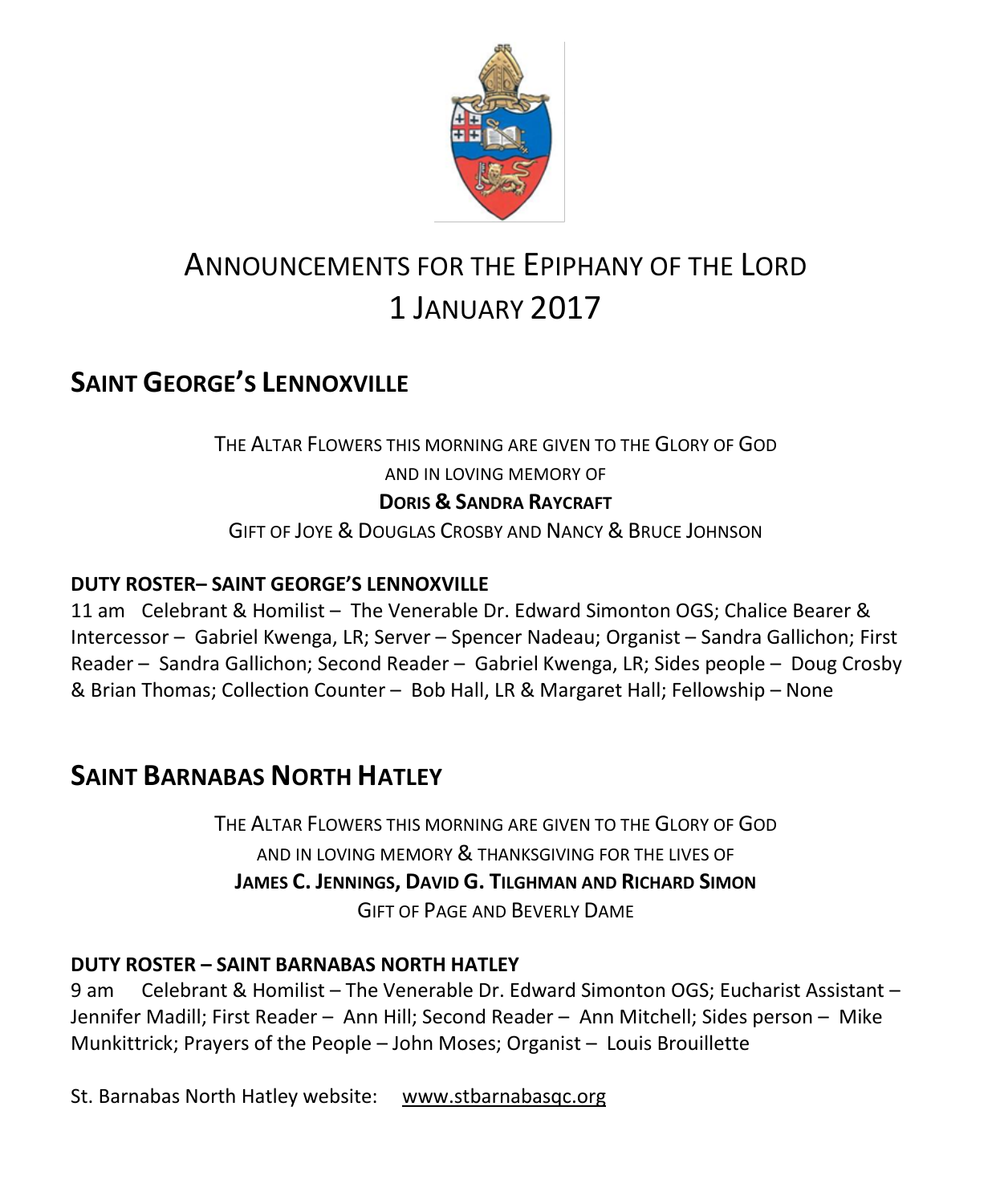# ANNOUNCEMENTS FOR THE EPIPHANY OF THE LORD
# 1 JANUARY 2017

## SAINT GEORGE'S LENNOXVILLE

THE ALTAR FLOWERS THIS MORNING ARE GIVEN TO THE GLORY OF GOD
AND IN LOVING MEMORY OF
**DORIS & SANDRA RAYCRAFT**
GIFT OF JOYE & DOUGLAS CROSBY AND NANCY & BRUCE JOHNSON

**DUTY ROSTER– SAINT GEORGE'S LENNOXVILLE**

11 am Celebrant & Homilist – The Venerable Dr. Edward Simonton OGS; Chalice Bearer & Intercessor – Gabriel Kwenga, LR; Server – Spencer Nadeau; Organist – Sandra Gallichon; First Reader – Sandra Gallichon; Second Reader – Gabriel Kwenga, LR; Sides people – Doug Crosby & Brian Thomas; Collection Counter – Bob Hall, LR & Margaret Hall; Fellowship – None

## SAINT BARNABAS NORTH HATLEY

THE ALTAR FLOWERS THIS MORNING ARE GIVEN TO THE GLORY OF GOD
AND IN LOVING MEMORY & THANKSGIVING FOR THE LIVES OF
**JAMES C. JENNINGS, DAVID G. TILGHMAN AND RICHARD SIMON**
GIFT OF PAGE AND BEVERLY DAME

**DUTY ROSTER – SAINT BARNABAS NORTH HATLEY**

9 am Celebrant & Homilist – The Venerable Dr. Edward Simonton OGS; Eucharist Assistant – Jennifer Madill; First Reader – Ann Hill; Second Reader – Ann Mitchell; Sides person – Mike Munkittrick; Prayers of the People – John Moses; Organist – Louis Brouillette

St. Barnabas North Hatley website: www.stbarnabasqc.org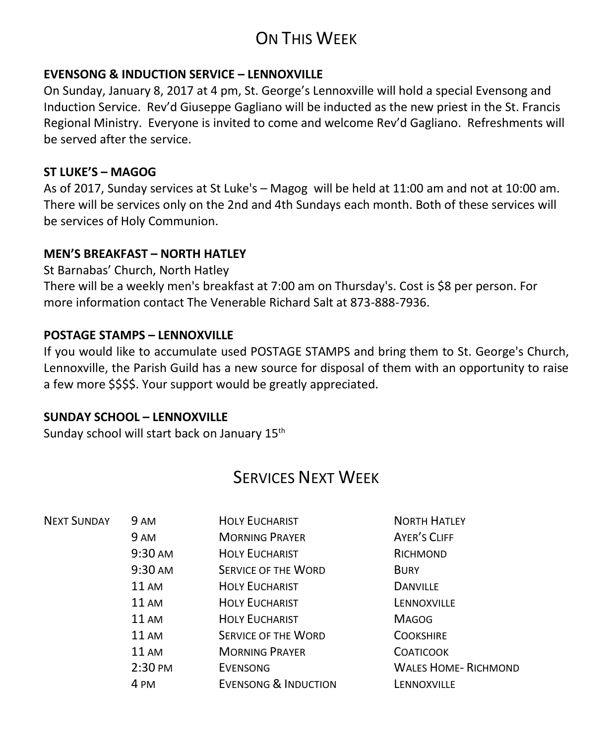# On This Week

**EVENSONG & INDUCTION SERVICE – LENNOXVILLE**

On Sunday, January 8, 2017 at 4 pm, St. George's Lennoxville will hold a special Evensong and Induction Service. Rev'd Giuseppe Gagliano will be inducted as the new priest in the St. Francis Regional Ministry. Everyone is invited to come and welcome Rev'd Gagliano. Refreshments will be served after the service.

**ST LUKE'S – MAGOG**

As of 2017, Sunday services at St Luke's – Magog will be held at 11:00 am and not at 10:00 am. There will be services only on the 2nd and 4th Sundays each month. Both of these services will be services of Holy Communion.

**MEN'S BREAKFAST – NORTH HATLEY**

St Barnabas' Church, North Hatley
There will be a weekly men's breakfast at 7:00 am on Thursday's. Cost is $8 per person. For more information contact The Venerable Richard Salt at 873-888-7936.

**POSTAGE STAMPS – LENNOXVILLE**

If you would like to accumulate used POSTAGE STAMPS and bring them to St. George's Church, Lennoxville, the Parish Guild has a new source for disposal of them with an opportunity to raise a few more $$$$. Your support would be greatly appreciated.

**SUNDAY SCHOOL – LENNOXVILLE**

Sunday school will start back on January 15th

# Services Next Week

| | | | |
|---|---|---|---|
| Next Sunday | 9 AM | Holy Eucharist | North Hatley |
| | 9 AM | Morning Prayer | Ayer's Cliff |
| | 9:30 AM | Holy Eucharist | Richmond |
| | 9:30 AM | Service of the Word | Bury |
| | 11 AM | Holy Eucharist | Danville |
| | 11 AM | Holy Eucharist | Lennoxville |
| | 11 AM | Holy Eucharist | Magog |
| | 11 AM | Service of the Word | Cookshire |
| | 11 AM | Morning Prayer | Coaticook |
| | 2:30 PM | Evensong | Wales Home- Richmond |
| | 4 PM | Evensong & Induction | Lennoxville |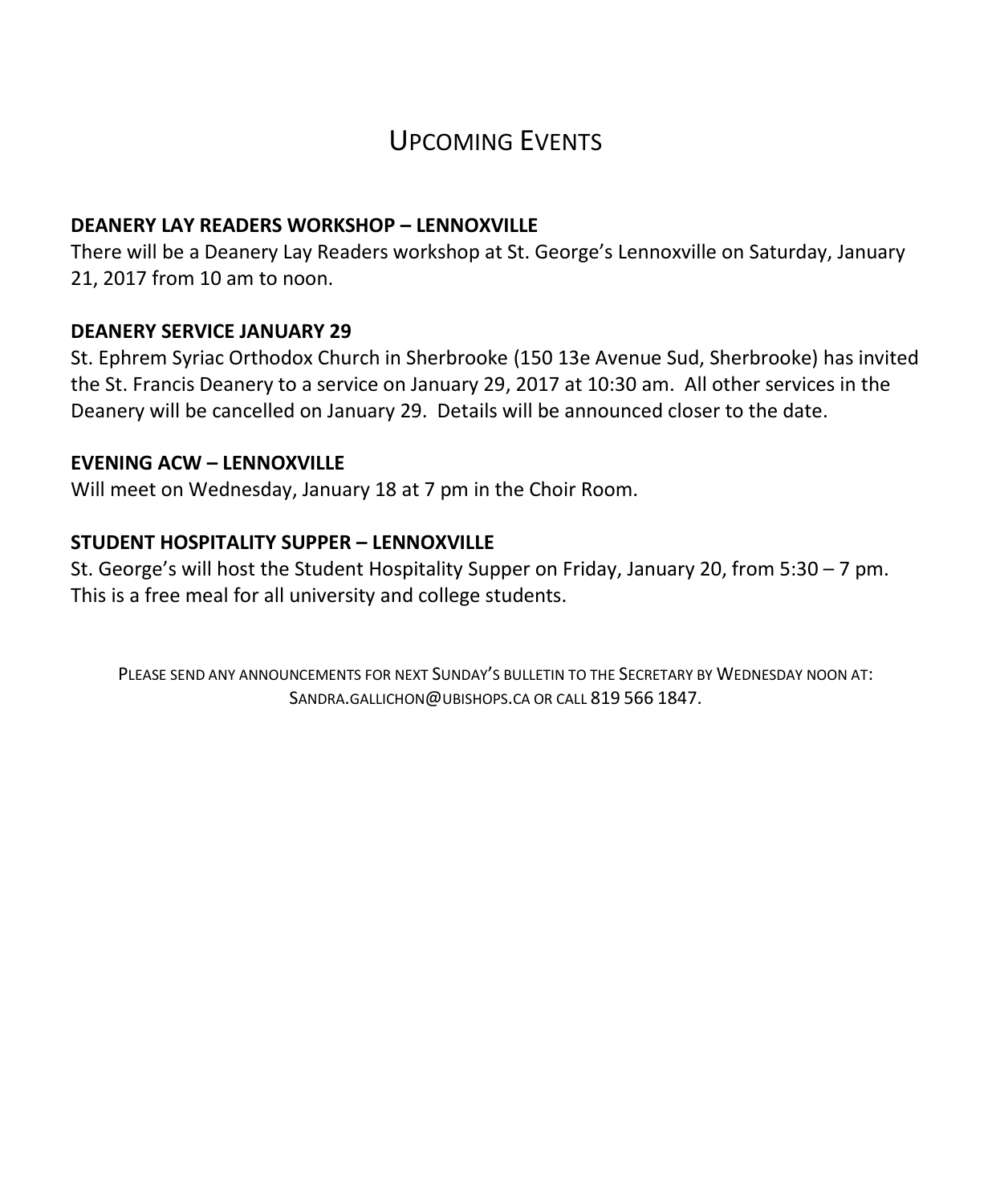# Upcoming Events

**DEANERY LAY READERS WORKSHOP – LENNOXVILLE**

There will be a Deanery Lay Readers workshop at St. George's Lennoxville on Saturday, January 21, 2017 from 10 am to noon.

**DEANERY SERVICE JANUARY 29**

St. Ephrem Syriac Orthodox Church in Sherbrooke (150 13e Avenue Sud, Sherbrooke) has invited the St. Francis Deanery to a service on January 29, 2017 at 10:30 am. All other services in the Deanery will be cancelled on January 29. Details will be announced closer to the date.

**EVENING ACW – LENNOXVILLE**

Will meet on Wednesday, January 18 at 7 pm in the Choir Room.

**STUDENT HOSPITALITY SUPPER – LENNOXVILLE**

St. George's will host the Student Hospitality Supper on Friday, January 20, from 5:30 – 7 pm. This is a free meal for all university and college students.

PLEASE SEND ANY ANNOUNCEMENTS FOR NEXT SUNDAY'S BULLETIN TO THE SECRETARY BY WEDNESDAY NOON AT: SANDRA.GALLICHON@UBISHOPS.CA OR CALL 819 566 1847.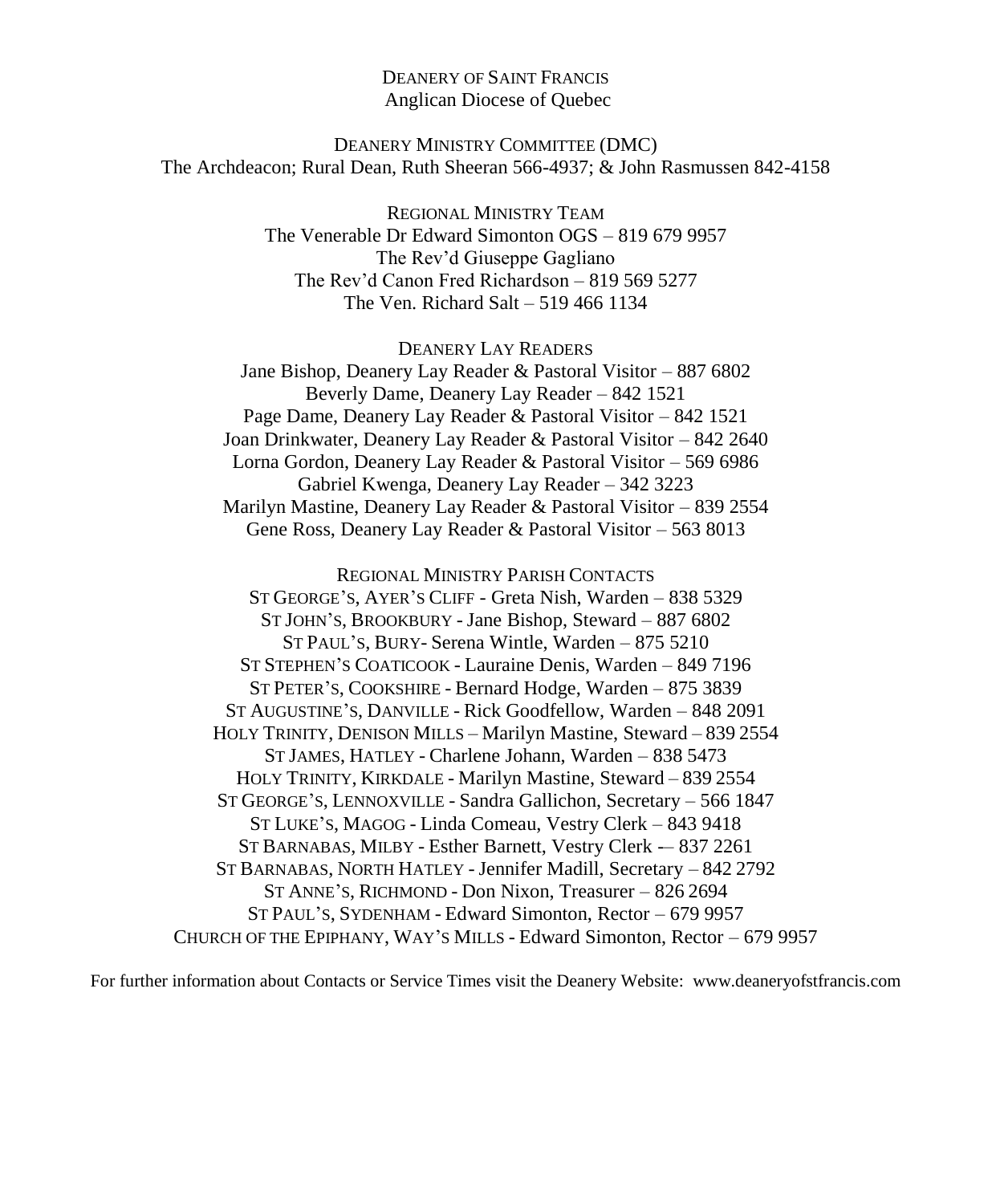## DEANERY OF SAINT FRANCIS

Anglican Diocese of Quebec

## DEANERY MINISTRY COMMITTEE (DMC)

The Archdeacon; Rural Dean, Ruth Sheeran 566-4937; & John Rasmussen 842-4158

## REGIONAL MINISTRY TEAM

The Venerable Dr Edward Simonton OGS – 819 679 9957
The Rev'd Giuseppe Gagliano
The Rev'd Canon Fred Richardson – 819 569 5277
The Ven. Richard Salt – 519 466 1134

## DEANERY LAY READERS

Jane Bishop, Deanery Lay Reader & Pastoral Visitor – 887 6802
Beverly Dame, Deanery Lay Reader – 842 1521
Page Dame, Deanery Lay Reader & Pastoral Visitor – 842 1521
Joan Drinkwater, Deanery Lay Reader & Pastoral Visitor – 842 2640
Lorna Gordon, Deanery Lay Reader & Pastoral Visitor – 569 6986
Gabriel Kwenga, Deanery Lay Reader – 342 3223
Marilyn Mastine, Deanery Lay Reader & Pastoral Visitor – 839 2554
Gene Ross, Deanery Lay Reader & Pastoral Visitor – 563 8013

## REGIONAL MINISTRY PARISH CONTACTS

ST GEORGE'S, AYER'S CLIFF - Greta Nish, Warden – 838 5329
ST JOHN'S, BROOKBURY - Jane Bishop, Steward – 887 6802
ST PAUL'S, BURY- Serena Wintle, Warden – 875 5210
ST STEPHEN'S COATICOOK - Lauraine Denis, Warden – 849 7196
ST PETER'S, COOKSHIRE - Bernard Hodge, Warden – 875 3839
ST AUGUSTINE'S, DANVILLE - Rick Goodfellow, Warden – 848 2091
HOLY TRINITY, DENISON MILLS – Marilyn Mastine, Steward – 839 2554
ST JAMES, HATLEY - Charlene Johann, Warden – 838 5473
HOLY TRINITY, KIRKDALE - Marilyn Mastine, Steward – 839 2554
ST GEORGE'S, LENNOXVILLE - Sandra Gallichon, Secretary – 566 1847
ST LUKE'S, MAGOG - Linda Comeau, Vestry Clerk – 843 9418
ST BARNABAS, MILBY - Esther Barnett, Vestry Clerk -– 837 2261
ST BARNABAS, NORTH HATLEY - Jennifer Madill, Secretary – 842 2792
ST ANNE'S, RICHMOND - Don Nixon, Treasurer – 826 2694
ST PAUL'S, SYDENHAM - Edward Simonton, Rector – 679 9957
CHURCH OF THE EPIPHANY, WAY'S MILLS - Edward Simonton, Rector – 679 9957

For further information about Contacts or Service Times visit the Deanery Website: www.deaneryofstfrancis.com